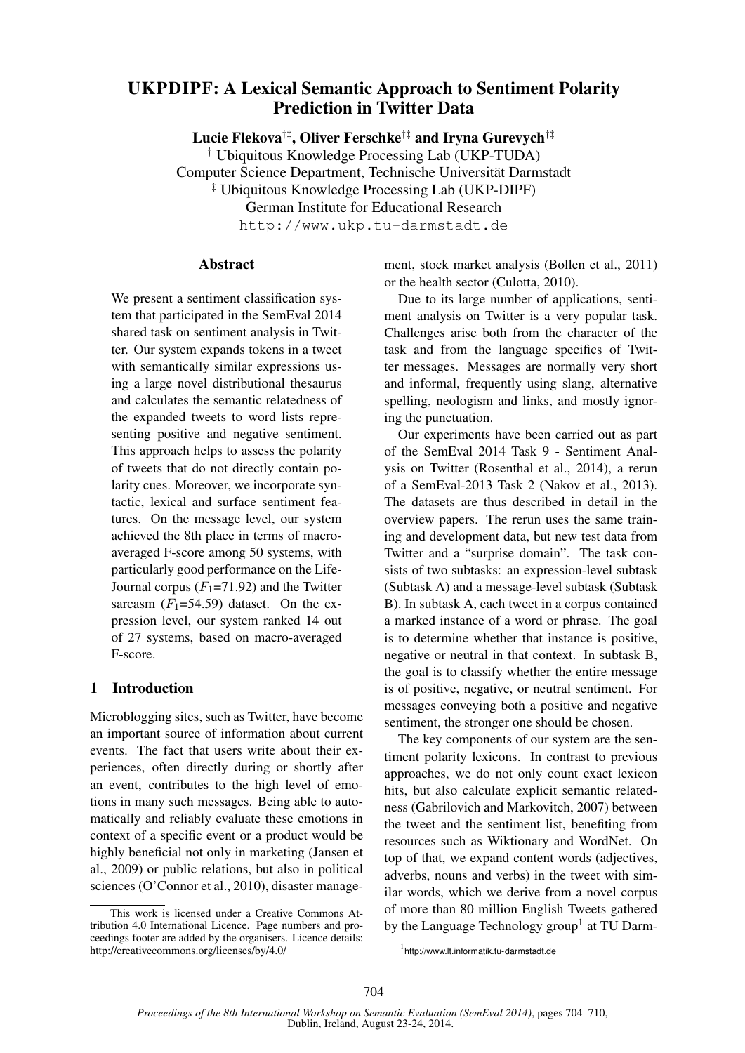# UKPDIPF: A Lexical Semantic Approach to Sentiment Polarity Prediction in Twitter Data

**Lucie Flekova[†‡], Oliver Ferschke[†‡] and Iryna Gurevych[†‡]**

[†] Ubiquitous Knowledge Processing Lab (UKP-TUDA)
Computer Science Department, Technische Universität Darmstadt
[‡] Ubiquitous Knowledge Processing Lab (UKP-DIPF)
German Institute for Educational Research
http://www.ukp.tu-darmstadt.de

## Abstract

We present a sentiment classification system that participated in the SemEval 2014 shared task on sentiment analysis in Twitter. Our system expands tokens in a tweet with semantically similar expressions using a large novel distributional thesaurus and calculates the semantic relatedness of the expanded tweets to word lists representing positive and negative sentiment. This approach helps to assess the polarity of tweets that do not directly contain polarity cues. Moreover, we incorporate syntactic, lexical and surface sentiment features. On the message level, our system achieved the 8th place in terms of macro-averaged F-score among 50 systems, with particularly good performance on the Life-Journal corpus ($F_1$=71.92) and the Twitter sarcasm ($F_1$=54.59) dataset. On the expression level, our system ranked 14 out of 27 systems, based on macro-averaged F-score.

## 1 Introduction

Microblogging sites, such as Twitter, have become an important source of information about current events. The fact that users write about their experiences, often directly during or shortly after an event, contributes to the high level of emotions in many such messages. Being able to automatically and reliably evaluate these emotions in context of a specific event or a product would be highly beneficial not only in marketing (Jansen et al., 2009) or public relations, but also in political sciences (O'Connor et al., 2010), disaster management, stock market analysis (Bollen et al., 2011) or the health sector (Culotta, 2010).

Due to its large number of applications, sentiment analysis on Twitter is a very popular task. Challenges arise both from the character of the task and from the language specifics of Twitter messages. Messages are normally very short and informal, frequently using slang, alternative spelling, neologism and links, and mostly ignoring the punctuation.

Our experiments have been carried out as part of the SemEval 2014 Task 9 - Sentiment Analysis on Twitter (Rosenthal et al., 2014), a rerun of a SemEval-2013 Task 2 (Nakov et al., 2013). The datasets are thus described in detail in the overview papers. The rerun uses the same training and development data, but new test data from Twitter and a "surprise domain". The task consists of two subtasks: an expression-level subtask (Subtask A) and a message-level subtask (Subtask B). In subtask A, each tweet in a corpus contained a marked instance of a word or phrase. The goal is to determine whether that instance is positive, negative or neutral in that context. In subtask B, the goal is to classify whether the entire message is of positive, negative, or neutral sentiment. For messages conveying both a positive and negative sentiment, the stronger one should be chosen.

The key components of our system are the sentiment polarity lexicons. In contrast to previous approaches, we do not only count exact lexicon hits, but also calculate explicit semantic relatedness (Gabrilovich and Markovitch, 2007) between the tweet and the sentiment list, benefiting from resources such as Wiktionary and WordNet. On top of that, we expand content words (adjectives, adverbs, nouns and verbs) in the tweet with similar words, which we derive from a novel corpus of more than 80 million English Tweets gathered by the Language Technology group[1] at TU Darm-

This work is licensed under a Creative Commons Attribution 4.0 International Licence. Page numbers and proceedings footer are added by the organisers. Licence details: http://creativecommons.org/licenses/by/4.0/

[1] http://www.lt.informatik.tu-darmstadt.de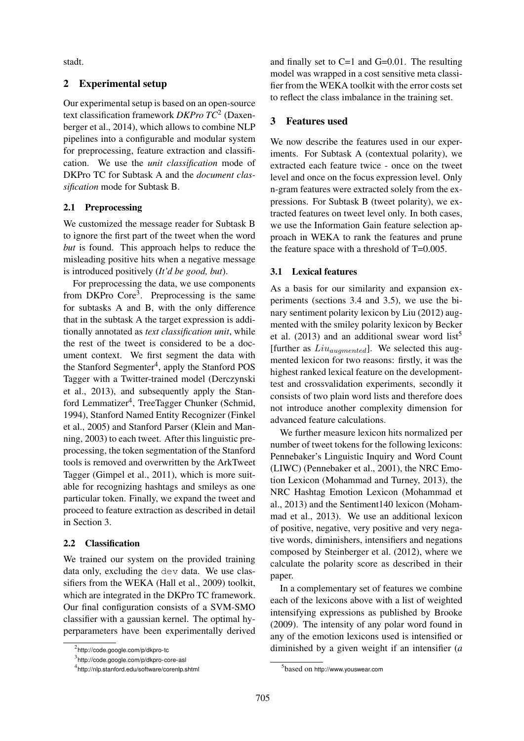stadt.

## 2 Experimental setup

Our experimental setup is based on an open-source text classification framework *DKPro TC*[2] (Daxenberger et al., 2014), which allows to combine NLP pipelines into a configurable and modular system for preprocessing, feature extraction and classification. We use the *unit classification* mode of DKPro TC for Subtask A and the *document classification* mode for Subtask B.

### 2.1 Preprocessing

We customized the message reader for Subtask B to ignore the first part of the tweet when the word *but* is found. This approach helps to reduce the misleading positive hits when a negative message is introduced positively (*It'd be good, but*).

For preprocessing the data, we use components from DKPro Core[3]. Preprocessing is the same for subtasks A and B, with the only difference that in the subtask A the target expression is additionally annotated as *text classification unit*, while the rest of the tweet is considered to be a document context. We first segment the data with the Stanford Segmenter[4], apply the Stanford POS Tagger with a Twitter-trained model (Derczynski et al., 2013), and subsequently apply the Stanford Lemmatizer[4], TreeTagger Chunker (Schmid, 1994), Stanford Named Entity Recognizer (Finkel et al., 2005) and Stanford Parser (Klein and Manning, 2003) to each tweet. After this linguistic preprocessing, the token segmentation of the Stanford tools is removed and overwritten by the ArkTweet Tagger (Gimpel et al., 2011), which is more suitable for recognizing hashtags and smileys as one particular token. Finally, we expand the tweet and proceed to feature extraction as described in detail in Section 3.

### 2.2 Classification

We trained our system on the provided training data only, excluding the `dev` data. We use classifiers from the WEKA (Hall et al., 2009) toolkit, which are integrated in the DKPro TC framework. Our final configuration consists of a SVM-SMO classifier with a gaussian kernel. The optimal hyperparameters have been experimentally derived and finally set to C=1 and G=0.01. The resulting model was wrapped in a cost sensitive meta classifier from the WEKA toolkit with the error costs set to reflect the class imbalance in the training set.

## 3 Features used

We now describe the features used in our experiments. For Subtask A (contextual polarity), we extracted each feature twice - once on the tweet level and once on the focus expression level. Only n-gram features were extracted solely from the expressions. For Subtask B (tweet polarity), we extracted features on tweet level only. In both cases, we use the Information Gain feature selection approach in WEKA to rank the features and prune the feature space with a threshold of T=0.005.

### 3.1 Lexical features

As a basis for our similarity and expansion experiments (sections 3.4 and 3.5), we use the binary sentiment polarity lexicon by Liu (2012) augmented with the smiley polarity lexicon by Becker et al. (2013) and an additional swear word list[5] [further as $Liu_{augmented}$]. We selected this augmented lexicon for two reasons: firstly, it was the highest ranked lexical feature on the development-test and crossvalidation experiments, secondly it consists of two plain word lists and therefore does not introduce another complexity dimension for advanced feature calculations.

We further measure lexicon hits normalized per number of tweet tokens for the following lexicons: Pennebaker's Linguistic Inquiry and Word Count (LIWC) (Pennebaker et al., 2001), the NRC Emotion Lexicon (Mohammad and Turney, 2013), the NRC Hashtag Emotion Lexicon (Mohammad et al., 2013) and the Sentiment140 lexicon (Mohammad et al., 2013). We use an additional lexicon of positive, negative, very positive and very negative words, diminishers, intensifiers and negations composed by Steinberger et al. (2012), where we calculate the polarity score as described in their paper.

In a complementary set of features we combine each of the lexicons above with a list of weighted intensifying expressions as published by Brooke (2009). The intensity of any polar word found in any of the emotion lexicons used is intensified or diminished by a given weight if an intensifier (*a*

[2] http://code.google.com/p/dkpro-tc

[3] http://code.google.com/p/dkpro-core-asl

[4] http://nlp.stanford.edu/software/corenlp.shtml

[5] based on http://www.youswear.com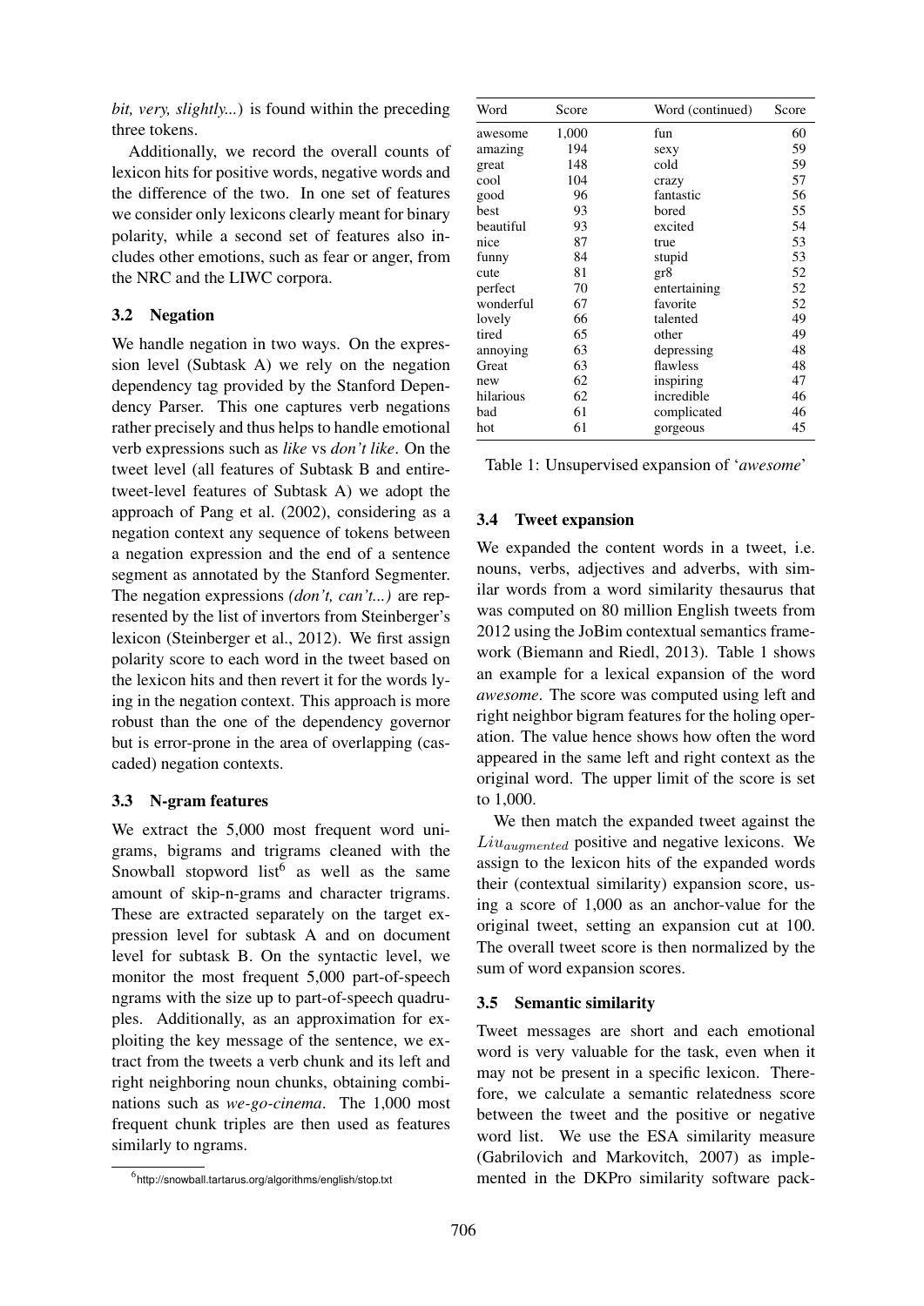*bit, very, slightly...*) is found within the preceding three tokens.

Additionally, we record the overall counts of lexicon hits for positive words, negative words and the difference of the two. In one set of features we consider only lexicons clearly meant for binary polarity, while a second set of features also includes other emotions, such as fear or anger, from the NRC and the LIWC corpora.

### 3.2 Negation

We handle negation in two ways. On the expression level (Subtask A) we rely on the negation dependency tag provided by the Stanford Dependency Parser. This one captures verb negations rather precisely and thus helps to handle emotional verb expressions such as *like* vs *don't like*. On the tweet level (all features of Subtask B and entire-tweet-level features of Subtask A) we adopt the approach of Pang et al. (2002), considering as a negation context any sequence of tokens between a negation expression and the end of a sentence segment as annotated by the Stanford Segmenter. The negation expressions *(don't, can't...)* are represented by the list of invertors from Steinberger's lexicon (Steinberger et al., 2012). We first assign polarity score to each word in the tweet based on the lexicon hits and then revert it for the words lying in the negation context. This approach is more robust than the one of the dependency governor but is error-prone in the area of overlapping (cascaded) negation contexts.

### 3.3 N-gram features

We extract the 5,000 most frequent word unigrams, bigrams and trigrams cleaned with the Snowball stopword list[6] as well as the same amount of skip-n-grams and character trigrams. These are extracted separately on the target expression level for subtask A and on document level for subtask B. On the syntactic level, we monitor the most frequent 5,000 part-of-speech ngrams with the size up to part-of-speech quadruples. Additionally, as an approximation for exploiting the key message of the sentence, we extract from the tweets a verb chunk and its left and right neighboring noun chunks, obtaining combinations such as *we-go-cinema*. The 1,000 most frequent chunk triples are then used as features similarly to ngrams.

[6] http://snowball.tartarus.org/algorithms/english/stop.txt

| Word | Score | Word (continued) | Score |
|---|---|---|---|
| awesome | 1,000 | fun | 60 |
| amazing | 194 | sexy | 59 |
| great | 148 | cold | 59 |
| cool | 104 | crazy | 57 |
| good | 96 | fantastic | 56 |
| best | 93 | bored | 55 |
| beautiful | 93 | excited | 54 |
| nice | 87 | true | 53 |
| funny | 84 | stupid | 53 |
| cute | 81 | gr8 | 52 |
| perfect | 70 | entertaining | 52 |
| wonderful | 67 | favorite | 52 |
| lovely | 66 | talented | 49 |
| tired | 65 | other | 49 |
| annoying | 63 | depressing | 48 |
| Great | 63 | flawless | 48 |
| new | 62 | inspiring | 47 |
| hilarious | 62 | incredible | 46 |
| bad | 61 | complicated | 46 |
| hot | 61 | gorgeous | 45 |

Table 1: Unsupervised expansion of '*awesome*'

### 3.4 Tweet expansion

We expanded the content words in a tweet, i.e. nouns, verbs, adjectives and adverbs, with similar words from a word similarity thesaurus that was computed on 80 million English tweets from 2012 using the JoBim contextual semantics framework (Biemann and Riedl, 2013). Table 1 shows an example for a lexical expansion of the word *awesome*. The score was computed using left and right neighbor bigram features for the holing operation. The value hence shows how often the word appeared in the same left and right context as the original word. The upper limit of the score is set to 1,000.

We then match the expanded tweet against the $Liu_{augmented}$ positive and negative lexicons. We assign to the lexicon hits of the expanded words their (contextual similarity) expansion score, using a score of 1,000 as an anchor-value for the original tweet, setting an expansion cut at 100. The overall tweet score is then normalized by the sum of word expansion scores.

### 3.5 Semantic similarity

Tweet messages are short and each emotional word is very valuable for the task, even when it may not be present in a specific lexicon. Therefore, we calculate a semantic relatedness score between the tweet and the positive or negative word list. We use the ESA similarity measure (Gabrilovich and Markovitch, 2007) as implemented in the DKPro similarity software pack-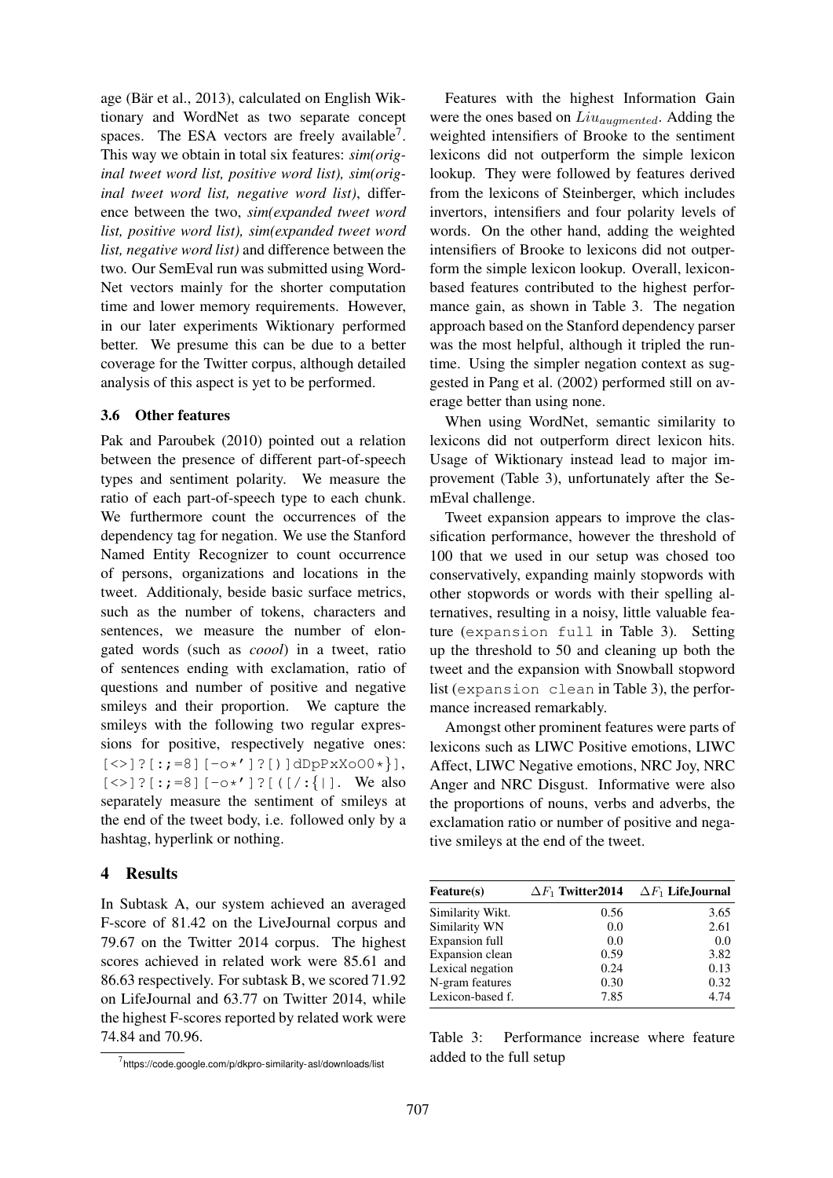age (Bär et al., 2013), calculated on English Wiktionary and WordNet as two separate concept spaces. The ESA vectors are freely available[7]. This way we obtain in total six features: *sim(original tweet word list, positive word list), sim(original tweet word list, negative word list)*, difference between the two, *sim(expanded tweet word list, positive word list), sim(expanded tweet word list, negative word list)* and difference between the two. Our SemEval run was submitted using WordNet vectors mainly for the shorter computation time and lower memory requirements. However, in our later experiments Wiktionary performed better. We presume this can be due to a better coverage for the Twitter corpus, although detailed analysis of this aspect is yet to be performed.

### 3.6 Other features

Pak and Paroubek (2010) pointed out a relation between the presence of different part-of-speech types and sentiment polarity. We measure the ratio of each part-of-speech type to each chunk. We furthermore count the occurrences of the dependency tag for negation. We use the Stanford Named Entity Recognizer to count occurrence of persons, organizations and locations in the tweet. Additionaly, beside basic surface metrics, such as the number of tokens, characters and sentences, we measure the number of elongated words (such as *coool*) in a tweet, ratio of sentences ending with exclamation, ratio of questions and number of positive and negative smileys and their proportion. We capture the smileys with the following two regular expressions for positive, respectively negative ones: `[<>]?[:;=8][-o*']?[)]dDpPxXoO0*}]`, `[<>]?[:;=8][-o*']?[([/:{|]`. We also separately measure the sentiment of smileys at the end of the tweet body, i.e. followed only by a hashtag, hyperlink or nothing.

## 4 Results

In Subtask A, our system achieved an averaged F-score of 81.42 on the LiveJournal corpus and 79.67 on the Twitter 2014 corpus. The highest scores achieved in related work were 85.61 and 86.63 respectively. For subtask B, we scored 71.92 on LifeJournal and 63.77 on Twitter 2014, while the highest F-scores reported by related work were 74.84 and 70.96.

[7] https://code.google.com/p/dkpro-similarity-asl/downloads/list

Features with the highest Information Gain were the ones based on $Liu_{augmented}$. Adding the weighted intensifiers of Brooke to the sentiment lexicons did not outperform the simple lexicon lookup. They were followed by features derived from the lexicons of Steinberger, which includes invertors, intensifiers and four polarity levels of words. On the other hand, adding the weighted intensifiers of Brooke to lexicons did not outperform the simple lexicon lookup. Overall, lexicon-based features contributed to the highest performance gain, as shown in Table 3. The negation approach based on the Stanford dependency parser was the most helpful, although it tripled the runtime. Using the simpler negation context as suggested in Pang et al. (2002) performed still on average better than using none.

When using WordNet, semantic similarity to lexicons did not outperform direct lexicon hits. Usage of Wiktionary instead lead to major improvement (Table 3), unfortunately after the SemEval challenge.

Tweet expansion appears to improve the classification performance, however the threshold of 100 that we used in our setup was chosed too conservatively, expanding mainly stopwords with other stopwords or words with their spelling alternatives, resulting in a noisy, little valuable feature (`expansion full` in Table 3). Setting up the threshold to 50 and cleaning up both the tweet and the expansion with Snowball stopword list (`expansion clean` in Table 3), the performance increased remarkably.

Amongst other prominent features were parts of lexicons such as LIWC Positive emotions, LIWC Affect, LIWC Negative emotions, NRC Joy, NRC Anger and NRC Disgust. Informative were also the proportions of nouns, verbs and adverbs, the exclamation ratio or number of positive and negative smileys at the end of the tweet.

| Feature(s) | $\Delta F_1$ Twitter2014 | $\Delta F_1$ LifeJournal |
|---|---|---|
| Similarity Wikt. | 0.56 | 3.65 |
| Similarity WN | 0.0 | 2.61 |
| Expansion full | 0.0 | 0.0 |
| Expansion clean | 0.59 | 3.82 |
| Lexical negation | 0.24 | 0.13 |
| N-gram features | 0.30 | 0.32 |
| Lexicon-based f. | 7.85 | 4.74 |

Table 3: Performance increase where feature added to the full setup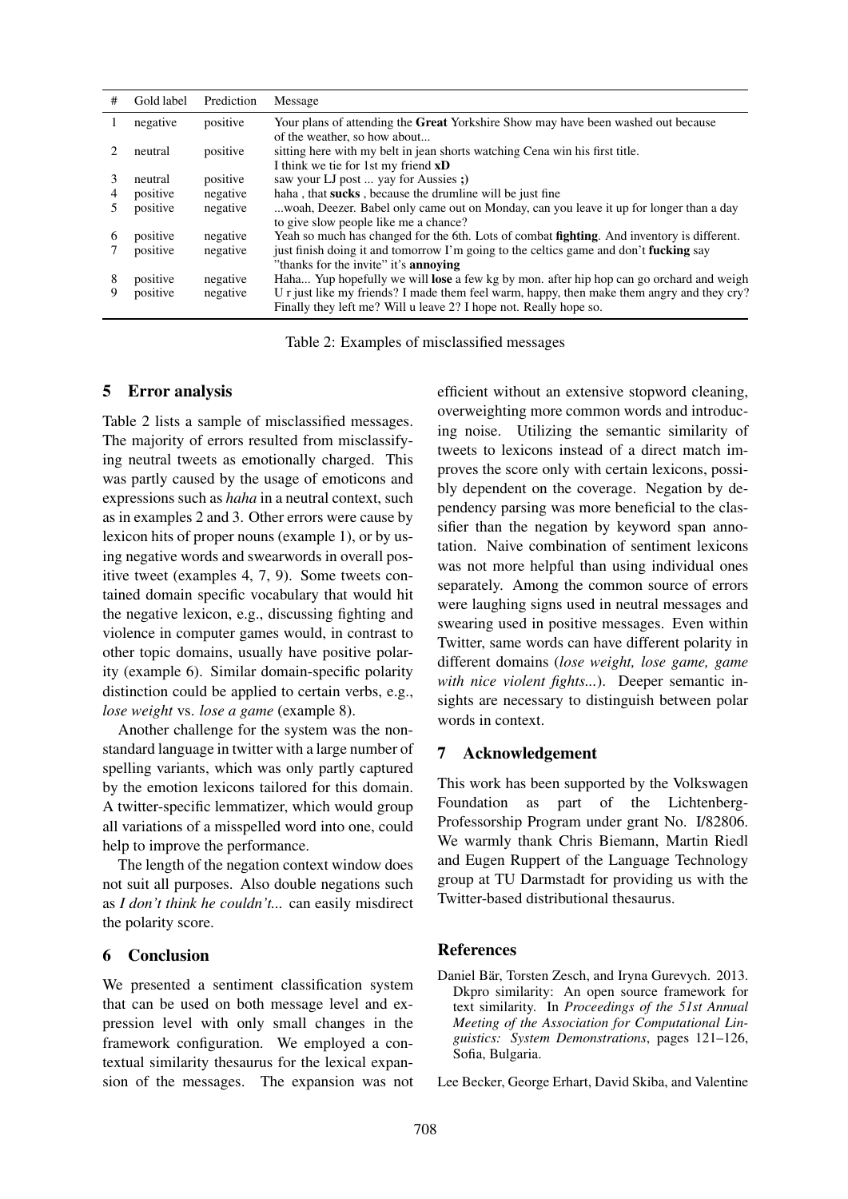| # | Gold label | Prediction | Message |
|---|---|---|---|
| 1 | negative | positive | Your plans of attending the **Great** Yorkshire Show may have been washed out because of the weather, so how about... |
| 2 | neutral | positive | sitting here with my belt in jean shorts watching Cena win his first title. I think we tie for 1st my friend **xD** |
| 3 | neutral | positive | saw your LJ post ... yay for Aussies **;)** |
| 4 | positive | negative | haha , that **sucks** , because the drumline will be just fine |
| 5 | positive | negative | ...woah, Deezer. Babel only came out on Monday, can you leave it up for longer than a day to give slow people like me a chance? |
| 6 | positive | negative | Yeah so much has changed for the 6th. Lots of combat **fighting**. And inventory is different. |
| 7 | positive | negative | just finish doing it and tomorrow I'm going to the celtics game and don't **fucking** say "thanks for the invite" it's **annoying** |
| 8 | positive | negative | Haha... Yup hopefully we will **lose** a few kg by mon. after hip hop can go orchard and weigh |
| 9 | positive | negative | U r just like my friends? I made them feel warm, happy, then make them angry and they cry? Finally they left me? Will u leave 2? I hope not. Really hope so. |

Table 2: Examples of misclassified messages

## 5 Error analysis

Table 2 lists a sample of misclassified messages. The majority of errors resulted from misclassifying neutral tweets as emotionally charged. This was partly caused by the usage of emoticons and expressions such as *haha* in a neutral context, such as in examples 2 and 3. Other errors were cause by lexicon hits of proper nouns (example 1), or by using negative words and swearwords in overall positive tweet (examples 4, 7, 9). Some tweets contained domain specific vocabulary that would hit the negative lexicon, e.g., discussing fighting and violence in computer games would, in contrast to other topic domains, usually have positive polarity (example 6). Similar domain-specific polarity distinction could be applied to certain verbs, e.g., *lose weight* vs. *lose a game* (example 8).

Another challenge for the system was the non-standard language in twitter with a large number of spelling variants, which was only partly captured by the emotion lexicons tailored for this domain. A twitter-specific lemmatizer, which would group all variations of a misspelled word into one, could help to improve the performance.

The length of the negation context window does not suit all purposes. Also double negations such as *I don't think he couldn't...* can easily misdirect the polarity score.

## 6 Conclusion

We presented a sentiment classification system that can be used on both message level and expression level with only small changes in the framework configuration. We employed a contextual similarity thesaurus for the lexical expansion of the messages. The expansion was not efficient without an extensive stopword cleaning, overweighting more common words and introducing noise. Utilizing the semantic similarity of tweets to lexicons instead of a direct match improves the score only with certain lexicons, possibly dependent on the coverage. Negation by dependency parsing was more beneficial to the classifier than the negation by keyword span annotation. Naive combination of sentiment lexicons was not more helpful than using individual ones separately. Among the common source of errors were laughing signs used in neutral messages and swearing used in positive messages. Even within Twitter, same words can have different polarity in different domains (*lose weight, lose game, game with nice violent fights...*). Deeper semantic insights are necessary to distinguish between polar words in context.

## 7 Acknowledgement

This work has been supported by the Volkswagen Foundation as part of the Lichtenberg-Professorship Program under grant No. I/82806. We warmly thank Chris Biemann, Martin Riedl and Eugen Ruppert of the Language Technology group at TU Darmstadt for providing us with the Twitter-based distributional thesaurus.

## References

Daniel Bär, Torsten Zesch, and Iryna Gurevych. 2013. Dkpro similarity: An open source framework for text similarity. In *Proceedings of the 51st Annual Meeting of the Association for Computational Linguistics: System Demonstrations*, pages 121–126, Sofia, Bulgaria.

Lee Becker, George Erhart, David Skiba, and Valentine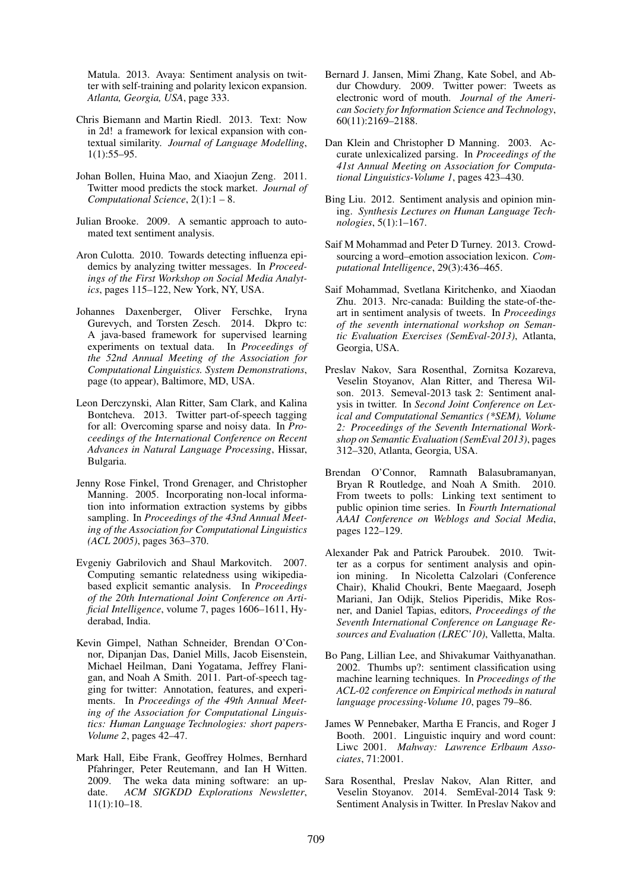Matula. 2013. Avaya: Sentiment analysis on twitter with self-training and polarity lexicon expansion. *Atlanta, Georgia, USA*, page 333.

Chris Biemann and Martin Riedl. 2013. Text: Now in 2d! a framework for lexical expansion with contextual similarity. *Journal of Language Modelling*, 1(1):55–95.

Johan Bollen, Huina Mao, and Xiaojun Zeng. 2011. Twitter mood predicts the stock market. *Journal of Computational Science*, 2(1):1 – 8.

Julian Brooke. 2009. A semantic approach to automated text sentiment analysis.

Aron Culotta. 2010. Towards detecting influenza epidemics by analyzing twitter messages. In *Proceedings of the First Workshop on Social Media Analytics*, pages 115–122, New York, NY, USA.

Johannes Daxenberger, Oliver Ferschke, Iryna Gurevych, and Torsten Zesch. 2014. Dkpro tc: A java-based framework for supervised learning experiments on textual data. In *Proceedings of the 52nd Annual Meeting of the Association for Computational Linguistics. System Demonstrations*, page (to appear), Baltimore, MD, USA.

Leon Derczynski, Alan Ritter, Sam Clark, and Kalina Bontcheva. 2013. Twitter part-of-speech tagging for all: Overcoming sparse and noisy data. In *Proceedings of the International Conference on Recent Advances in Natural Language Processing*, Hissar, Bulgaria.

Jenny Rose Finkel, Trond Grenager, and Christopher Manning. 2005. Incorporating non-local information into information extraction systems by gibbs sampling. In *Proceedings of the 43nd Annual Meeting of the Association for Computational Linguistics (ACL 2005)*, pages 363–370.

Evgeniy Gabrilovich and Shaul Markovitch. 2007. Computing semantic relatedness using wikipedia-based explicit semantic analysis. In *Proceedings of the 20th International Joint Conference on Artificial Intelligence*, volume 7, pages 1606–1611, Hyderabad, India.

Kevin Gimpel, Nathan Schneider, Brendan O'Connor, Dipanjan Das, Daniel Mills, Jacob Eisenstein, Michael Heilman, Dani Yogatama, Jeffrey Flanigan, and Noah A Smith. 2011. Part-of-speech tagging for twitter: Annotation, features, and experiments. In *Proceedings of the 49th Annual Meeting of the Association for Computational Linguistics: Human Language Technologies: short papers-Volume 2*, pages 42–47.

Mark Hall, Eibe Frank, Geoffrey Holmes, Bernhard Pfahringer, Peter Reutemann, and Ian H Witten. 2009. The weka data mining software: an update. *ACM SIGKDD Explorations Newsletter*, 11(1):10–18.

Bernard J. Jansen, Mimi Zhang, Kate Sobel, and Abdur Chowdury. 2009. Twitter power: Tweets as electronic word of mouth. *Journal of the American Society for Information Science and Technology*, 60(11):2169–2188.

Dan Klein and Christopher D Manning. 2003. Accurate unlexicalized parsing. In *Proceedings of the 41st Annual Meeting on Association for Computational Linguistics-Volume 1*, pages 423–430.

Bing Liu. 2012. Sentiment analysis and opinion mining. *Synthesis Lectures on Human Language Technologies*, 5(1):1–167.

Saif M Mohammad and Peter D Turney. 2013. Crowdsourcing a word–emotion association lexicon. *Computational Intelligence*, 29(3):436–465.

Saif Mohammad, Svetlana Kiritchenko, and Xiaodan Zhu. 2013. Nrc-canada: Building the state-of-the-art in sentiment analysis of tweets. In *Proceedings of the seventh international workshop on Semantic Evaluation Exercises (SemEval-2013)*, Atlanta, Georgia, USA.

Preslav Nakov, Sara Rosenthal, Zornitsa Kozareva, Veselin Stoyanov, Alan Ritter, and Theresa Wilson. 2013. Semeval-2013 task 2: Sentiment analysis in twitter. In *Second Joint Conference on Lexical and Computational Semantics (*SEM), Volume 2: Proceedings of the Seventh International Workshop on Semantic Evaluation (SemEval 2013)*, pages 312–320, Atlanta, Georgia, USA.

Brendan O'Connor, Ramnath Balasubramanyan, Bryan R Routledge, and Noah A Smith. 2010. From tweets to polls: Linking text sentiment to public opinion time series. In *Fourth International AAAI Conference on Weblogs and Social Media*, pages 122–129.

Alexander Pak and Patrick Paroubek. 2010. Twitter as a corpus for sentiment analysis and opinion mining. In Nicoletta Calzolari (Conference Chair), Khalid Choukri, Bente Maegaard, Joseph Mariani, Jan Odijk, Stelios Piperidis, Mike Rosner, and Daniel Tapias, editors, *Proceedings of the Seventh International Conference on Language Resources and Evaluation (LREC'10)*, Valletta, Malta.

Bo Pang, Lillian Lee, and Shivakumar Vaithyanathan. 2002. Thumbs up?: sentiment classification using machine learning techniques. In *Proceedings of the ACL-02 conference on Empirical methods in natural language processing-Volume 10*, pages 79–86.

James W Pennebaker, Martha E Francis, and Roger J Booth. 2001. Linguistic inquiry and word count: Liwc 2001. *Mahway: Lawrence Erlbaum Associates*, 71:2001.

Sara Rosenthal, Preslav Nakov, Alan Ritter, and Veselin Stoyanov. 2014. SemEval-2014 Task 9: Sentiment Analysis in Twitter. In Preslav Nakov and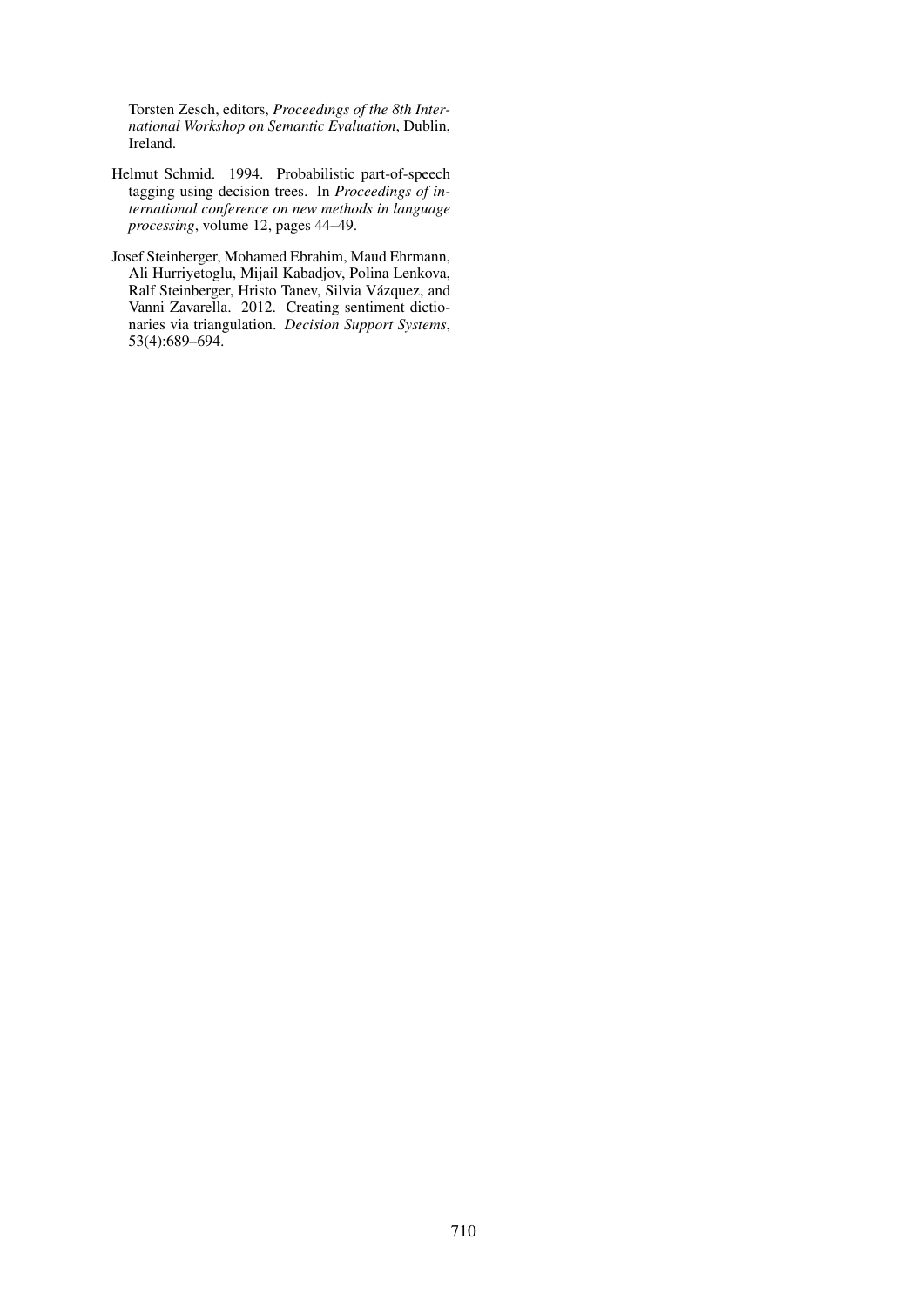Torsten Zesch, editors, *Proceedings of the 8th International Workshop on Semantic Evaluation*, Dublin, Ireland.

Helmut Schmid. 1994. Probabilistic part-of-speech tagging using decision trees. In *Proceedings of international conference on new methods in language processing*, volume 12, pages 44–49.

Josef Steinberger, Mohamed Ebrahim, Maud Ehrmann, Ali Hurriyetoglu, Mijail Kabadjov, Polina Lenkova, Ralf Steinberger, Hristo Tanev, Silvia Vázquez, and Vanni Zavarella. 2012. Creating sentiment dictionaries via triangulation. *Decision Support Systems*, 53(4):689–694.